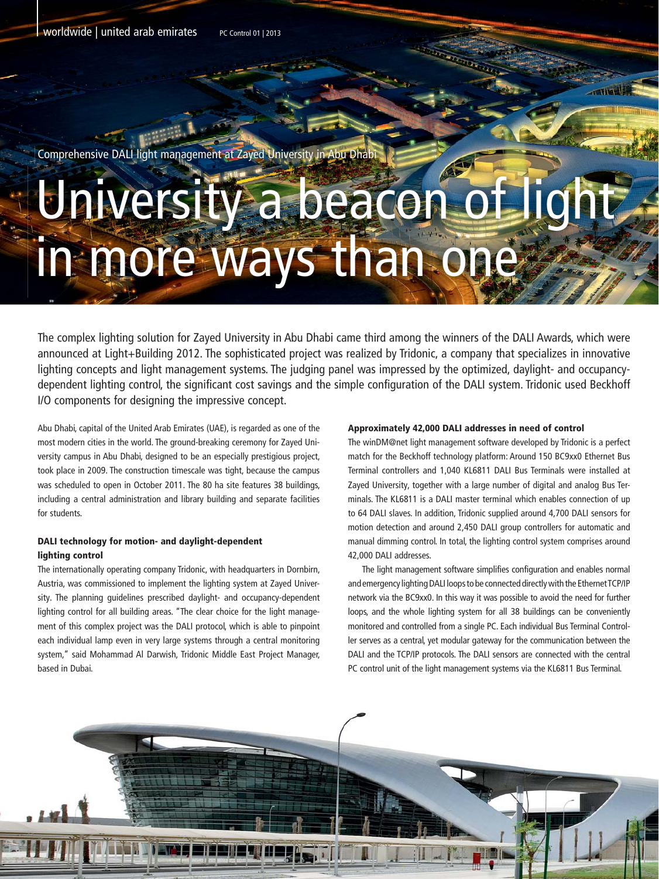Comprehensive DALI light management at Zayed University in Abu Dhabi

# University a beacon of light in more ways than one

The complex lighting solution for Zayed University in Abu Dhabi came third among the winners of the DALI Awards, which were announced at Light+Building 2012. The sophisticated project was realized by Tridonic, a company that specializes in innovative lighting concepts and light management systems. The judging panel was impressed by the optimized, daylight- and occupancy-dependent lighting control, the significant cost savings and the simple configuration of the DALI system. Tridonic used Beckhoff I/O components for designing the impressive concept.

Abu Dhabi, capital of the United Arab Emirates (UAE), is regarded as one of the most modern cities in the world. The ground-breaking ceremony for Zayed University campus in Abu Dhabi, designed to be an especially prestigious project, took place in 2009. The construction timescale was tight, because the campus was scheduled to open in October 2011. The 80 ha site features 38 buildings, including a central administration and library building and separate facilities for students.

### DALI technology for motion- and daylight-dependent lighting control

The internationally operating company Tridonic, with headquarters in Dornbirn, Austria, was commissioned to implement the lighting system at Zayed University. The planning guidelines prescribed daylight- and occupancy-dependent lighting control for all building areas. "The clear choice for the light management of this complex project was the DALI protocol, which is able to pinpoint each individual lamp even in very large systems through a central monitoring system," said Mohammad Al Darwish, Tridonic Middle East Project Manager, based in Dubai.

### Approximately 42,000 DALI addresses in need of control

The winDM@net light management software developed by Tridonic is a perfect match for the Beckhoff technology platform: Around 150 BC9xx0 Ethernet Bus Terminal controllers and 1,040 KL6811 DALI Bus Terminals were installed at Zayed University, together with a large number of digital and analog Bus Terminals. The KL6811 is a DALI master terminal which enables connection of up to 64 DALI slaves. In addition, Tridonic supplied around 4,700 DALI sensors for motion detection and around 2,450 DALI group controllers for automatic and manual dimming control. In total, the lighting control system comprises around 42,000 DALI addresses.

The light management software simplifies configuration and enables normal and emergency lighting DALI loops to be connected directly with the Ethernet TCP/IP network via the BC9xx0. In this way it was possible to avoid the need for further loops, and the whole lighting system for all 38 buildings can be conveniently monitored and controlled from a single PC. Each individual Bus Terminal Controller serves as a central, yet modular gateway for the communication between the DALI and the TCP/IP protocols. The DALI sensors are connected with the central PC control unit of the light management systems via the KL6811 Bus Terminal.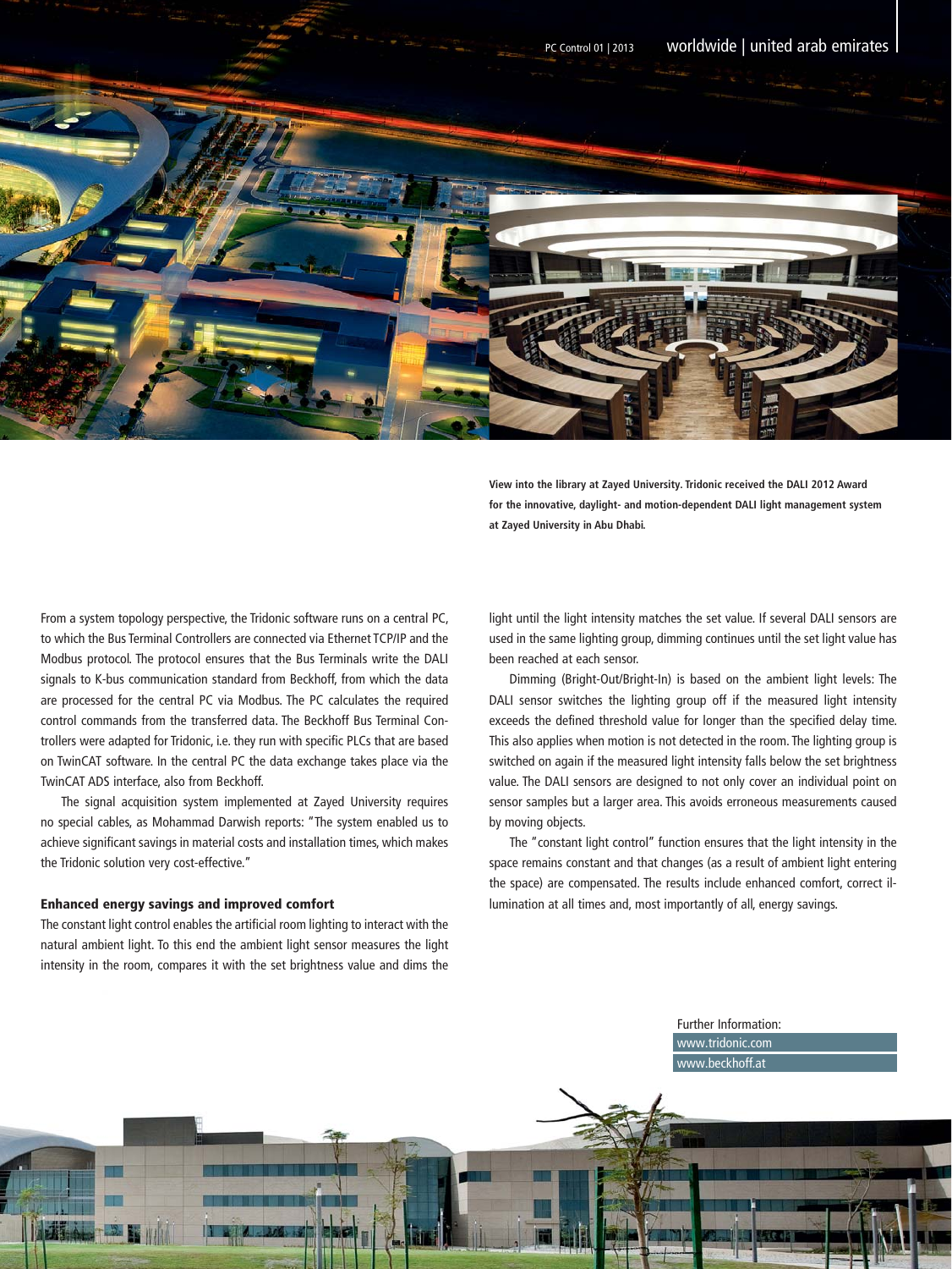View into the library at Zayed University. Tridonic received the DALI 2012 Award for the innovative, daylight- and motion-dependent DALI light management system at Zayed University in Abu Dhabi.

From a system topology perspective, the Tridonic software runs on a central PC, to which the Bus Terminal Controllers are connected via Ethernet TCP/IP and the Modbus protocol. The protocol ensures that the Bus Terminals write the DALI signals to K-bus communication standard from Beckhoff, from which the data are processed for the central PC via Modbus. The PC calculates the required control commands from the transferred data. The Beckhoff Bus Terminal Controllers were adapted for Tridonic, i.e. they run with specific PLCs that are based on TwinCAT software. In the central PC the data exchange takes place via the TwinCAT ADS interface, also from Beckhoff.

The signal acquisition system implemented at Zayed University requires no special cables, as Mohammad Darwish reports: "The system enabled us to achieve significant savings in material costs and installation times, which makes the Tridonic solution very cost-effective."

#### Enhanced energy savings and improved comfort

The constant light control enables the artificial room lighting to interact with the natural ambient light. To this end the ambient light sensor measures the light intensity in the room, compares it with the set brightness value and dims the light until the light intensity matches the set value. If several DALI sensors are used in the same lighting group, dimming continues until the set light value has been reached at each sensor.

Dimming (Bright-Out/Bright-In) is based on the ambient light levels: The DALI sensor switches the lighting group off if the measured light intensity exceeds the defined threshold value for longer than the specified delay time. This also applies when motion is not detected in the room. The lighting group is switched on again if the measured light intensity falls below the set brightness value. The DALI sensors are designed to not only cover an individual point on sensor samples but a larger area. This avoids erroneous measurements caused by moving objects.

The "constant light control" function ensures that the light intensity in the space remains constant and that changes (as a result of ambient light entering the space) are compensated. The results include enhanced comfort, correct illumination at all times and, most importantly of all, energy savings.

Further Information:
www.tridonic.com
www.beckhoff.at